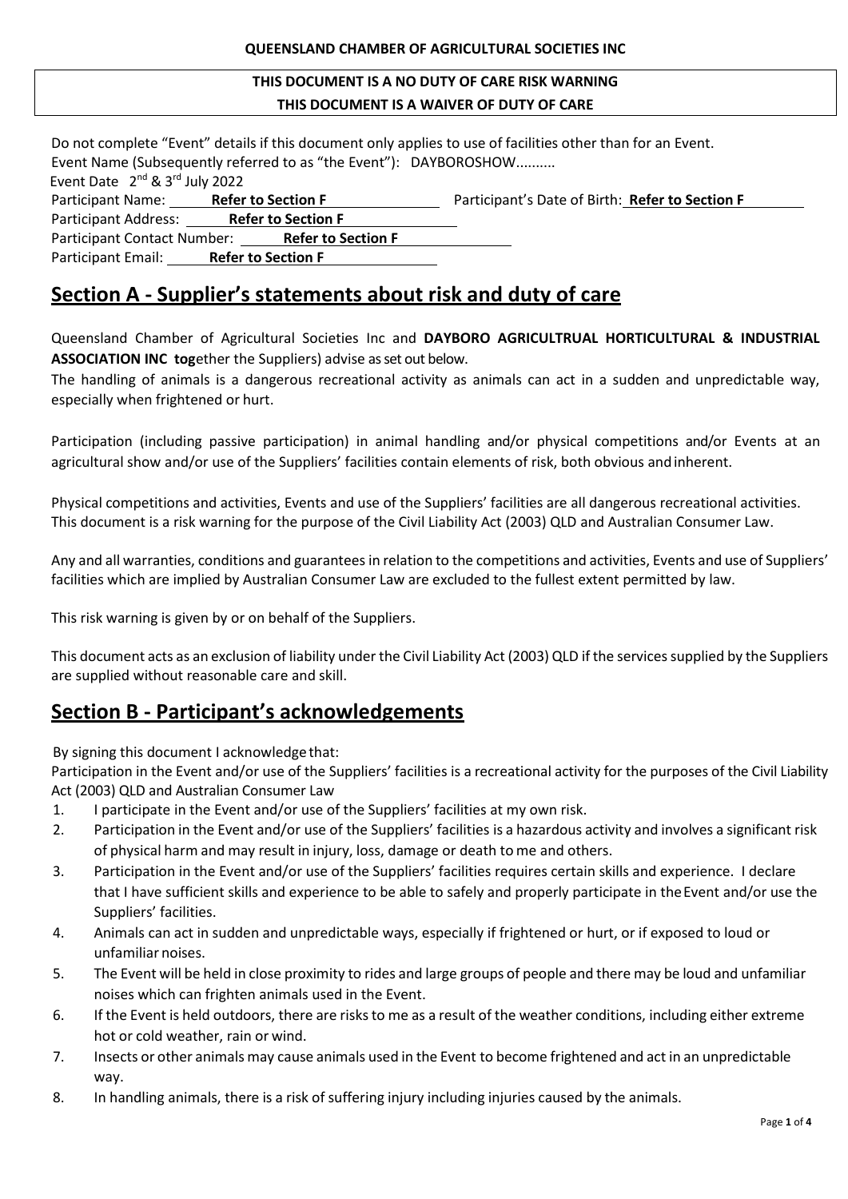**QUEENSLAND CHAMBER OF AGRICULTURAL SOCIETIES INC**

**THIS DOCUMENT IS A NO DUTY OF CARE RISK WARNING**
**THIS DOCUMENT IS A WAIVER OF DUTY OF CARE**

Do not complete "Event" details if this document only applies to use of facilities other than for an Event.
Event Name (Subsequently referred to as "the Event"): DAYBOROSHOW..........
Event Date 2nd & 3rd July 2022
Participant Name: **Refer to Section F** Participant's Date of Birth: **Refer to Section F**
Participant Address: **Refer to Section F**
Participant Contact Number: **Refer to Section F**
Participant Email: **Refer to Section F**

## Section A - Supplier's statements about risk and duty of care

Queensland Chamber of Agricultural Societies Inc and **DAYBORO AGRICULTRUAL HORTICULTURAL & INDUSTRIAL ASSOCIATION INC tog**ether the Suppliers) advise as set out below.
The handling of animals is a dangerous recreational activity as animals can act in a sudden and unpredictable way, especially when frightened or hurt.

Participation (including passive participation) in animal handling and/or physical competitions and/or Events at an agricultural show and/or use of the Suppliers' facilities contain elements of risk, both obvious and inherent.

Physical competitions and activities, Events and use of the Suppliers' facilities are all dangerous recreational activities. This document is a risk warning for the purpose of the Civil Liability Act (2003) QLD and Australian Consumer Law.

Any and all warranties, conditions and guarantees in relation to the competitions and activities, Events and use of Suppliers' facilities which are implied by Australian Consumer Law are excluded to the fullest extent permitted by law.

This risk warning is given by or on behalf of the Suppliers.

This document acts as an exclusion of liability under the Civil Liability Act (2003) QLD if the services supplied by the Suppliers are supplied without reasonable care and skill.

## Section B - Participant's acknowledgements

By signing this document I acknowledge that:
Participation in the Event and/or use of the Suppliers' facilities is a recreational activity for the purposes of the Civil Liability Act (2003) QLD and Australian Consumer Law

1. I participate in the Event and/or use of the Suppliers' facilities at my own risk.
2. Participation in the Event and/or use of the Suppliers' facilities is a hazardous activity and involves a significant risk of physical harm and may result in injury, loss, damage or death to me and others.
3. Participation in the Event and/or use of the Suppliers' facilities requires certain skills and experience. I declare that I have sufficient skills and experience to be able to safely and properly participate in the Event and/or use the Suppliers' facilities.
4. Animals can act in sudden and unpredictable ways, especially if frightened or hurt, or if exposed to loud or unfamiliar noises.
5. The Event will be held in close proximity to rides and large groups of people and there may be loud and unfamiliar noises which can frighten animals used in the Event.
6. If the Event is held outdoors, there are risks to me as a result of the weather conditions, including either extreme hot or cold weather, rain or wind.
7. Insects or other animals may cause animals used in the Event to become frightened and act in an unpredictable way.
8. In handling animals, there is a risk of suffering injury including injuries caused by the animals.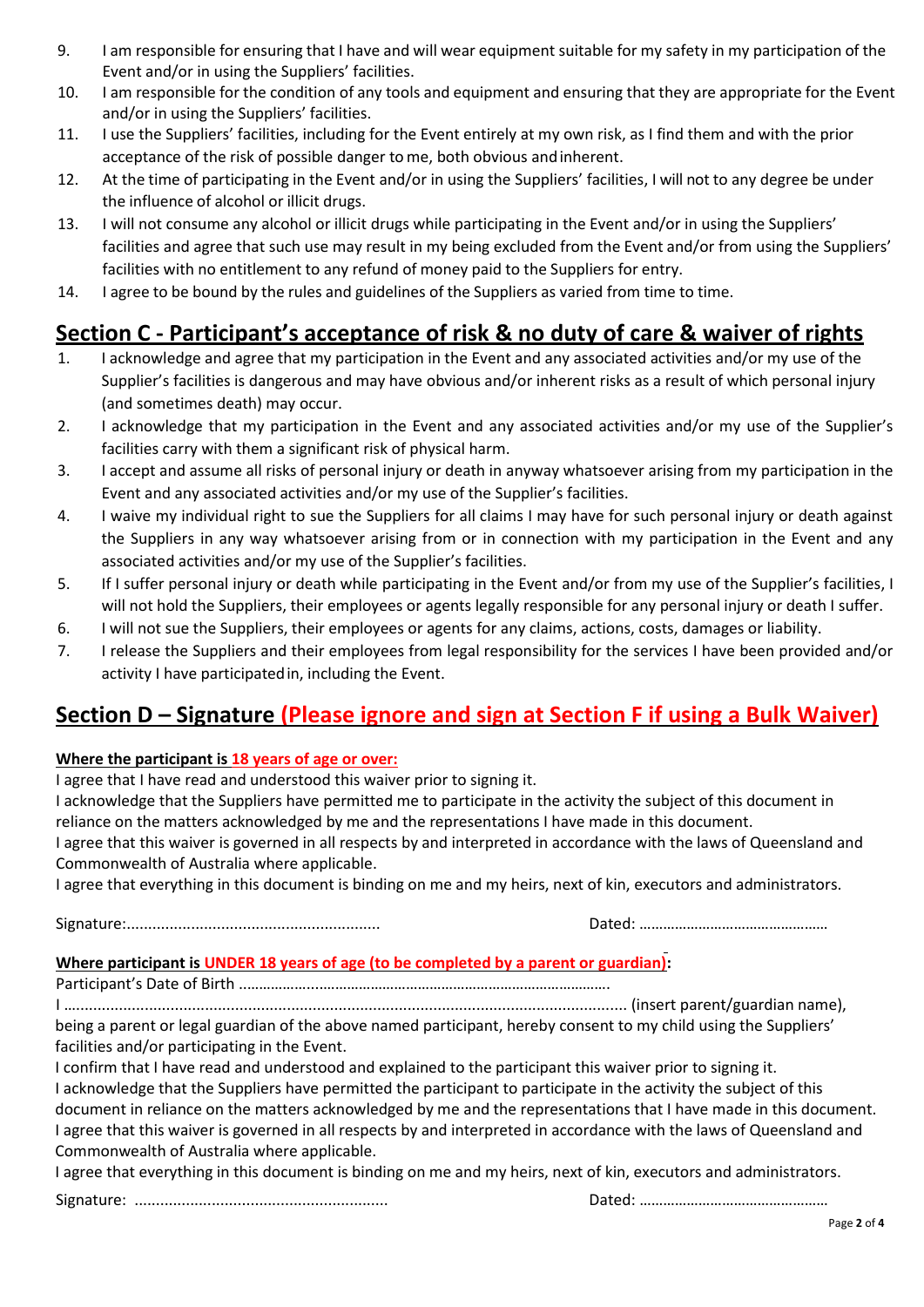9. I am responsible for ensuring that I have and will wear equipment suitable for my safety in my participation of the Event and/or in using the Suppliers' facilities.
10. I am responsible for the condition of any tools and equipment and ensuring that they are appropriate for the Event and/or in using the Suppliers' facilities.
11. I use the Suppliers' facilities, including for the Event entirely at my own risk, as I find them and with the prior acceptance of the risk of possible danger to me, both obvious and inherent.
12. At the time of participating in the Event and/or in using the Suppliers' facilities, I will not to any degree be under the influence of alcohol or illicit drugs.
13. I will not consume any alcohol or illicit drugs while participating in the Event and/or in using the Suppliers' facilities and agree that such use may result in my being excluded from the Event and/or from using the Suppliers' facilities with no entitlement to any refund of money paid to the Suppliers for entry.
14. I agree to be bound by the rules and guidelines of the Suppliers as varied from time to time.

## Section C - Participant's acceptance of risk & no duty of care & waiver of rights

1. I acknowledge and agree that my participation in the Event and any associated activities and/or my use of the Supplier's facilities is dangerous and may have obvious and/or inherent risks as a result of which personal injury (and sometimes death) may occur.
2. I acknowledge that my participation in the Event and any associated activities and/or my use of the Supplier's facilities carry with them a significant risk of physical harm.
3. I accept and assume all risks of personal injury or death in anyway whatsoever arising from my participation in the Event and any associated activities and/or my use of the Supplier's facilities.
4. I waive my individual right to sue the Suppliers for all claims I may have for such personal injury or death against the Suppliers in any way whatsoever arising from or in connection with my participation in the Event and any associated activities and/or my use of the Supplier's facilities.
5. If I suffer personal injury or death while participating in the Event and/or from my use of the Supplier's facilities, I will not hold the Suppliers, their employees or agents legally responsible for any personal injury or death I suffer.
6. I will not sue the Suppliers, their employees or agents for any claims, actions, costs, damages or liability.
7. I release the Suppliers and their employees from legal responsibility for the services I have been provided and/or activity I have participated in, including the Event.

## Section D – Signature (Please ignore and sign at Section F if using a Bulk Waiver)

**Where the participant is 18 years of age or over:**

I agree that I have read and understood this waiver prior to signing it.
I acknowledge that the Suppliers have permitted me to participate in the activity the subject of this document in reliance on the matters acknowledged by me and the representations I have made in this document.
I agree that this waiver is governed in all respects by and interpreted in accordance with the laws of Queensland and Commonwealth of Australia where applicable.
I agree that everything in this document is binding on me and my heirs, next of kin, executors and administrators.

Signature:........................................................... Dated: …………………………………………

**Where participant is UNDER 18 years of age (to be completed by a parent or guardian):**

Participant's Date of Birth ………………………………………………………………………………….

I ................................................................................................................... (insert parent/guardian name), being a parent or legal guardian of the above named participant, hereby consent to my child using the Suppliers' facilities and/or participating in the Event.
I confirm that I have read and understood and explained to the participant this waiver prior to signing it.
I acknowledge that the Suppliers have permitted the participant to participate in the activity the subject of this document in reliance on the matters acknowledged by me and the representations that I have made in this document.
I agree that this waiver is governed in all respects by and interpreted in accordance with the laws of Queensland and Commonwealth of Australia where applicable.
I agree that everything in this document is binding on me and my heirs, next of kin, executors and administrators.

Signature: ........................................................... Dated: …………………………………………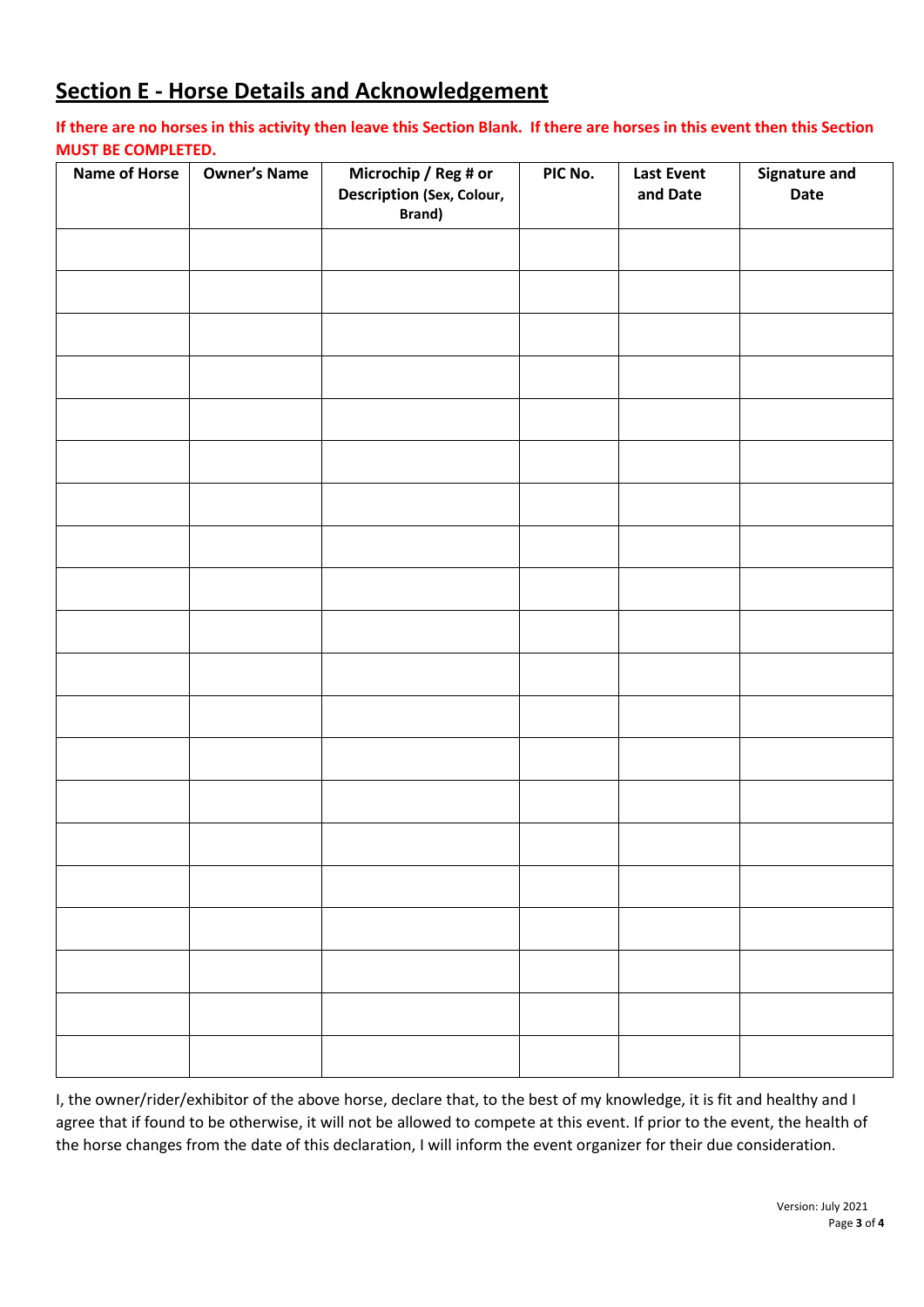## Section E - Horse Details and Acknowledgement

**If there are no horses in this activity then leave this Section Blank. If there are horses in this event then this Section MUST BE COMPLETED.**

| Name of Horse | Owner's Name | Microchip / Reg # or Description (Sex, Colour, Brand) | PIC No. | Last Event and Date | Signature and Date |
|---|---|---|---|---|---|
| | | | | | |
| | | | | | |
| | | | | | |
| | | | | | |
| | | | | | |
| | | | | | |
| | | | | | |
| | | | | | |
| | | | | | |
| | | | | | |
| | | | | | |
| | | | | | |
| | | | | | |
| | | | | | |
| | | | | | |
| | | | | | |
| | | | | | |
| | | | | | |
| | | | | | |
| | | | | | |

I, the owner/rider/exhibitor of the above horse, declare that, to the best of my knowledge, it is fit and healthy and I agree that if found to be otherwise, it will not be allowed to compete at this event. If prior to the event, the health of the horse changes from the date of this declaration, I will inform the event organizer for their due consideration.

Version: July 2021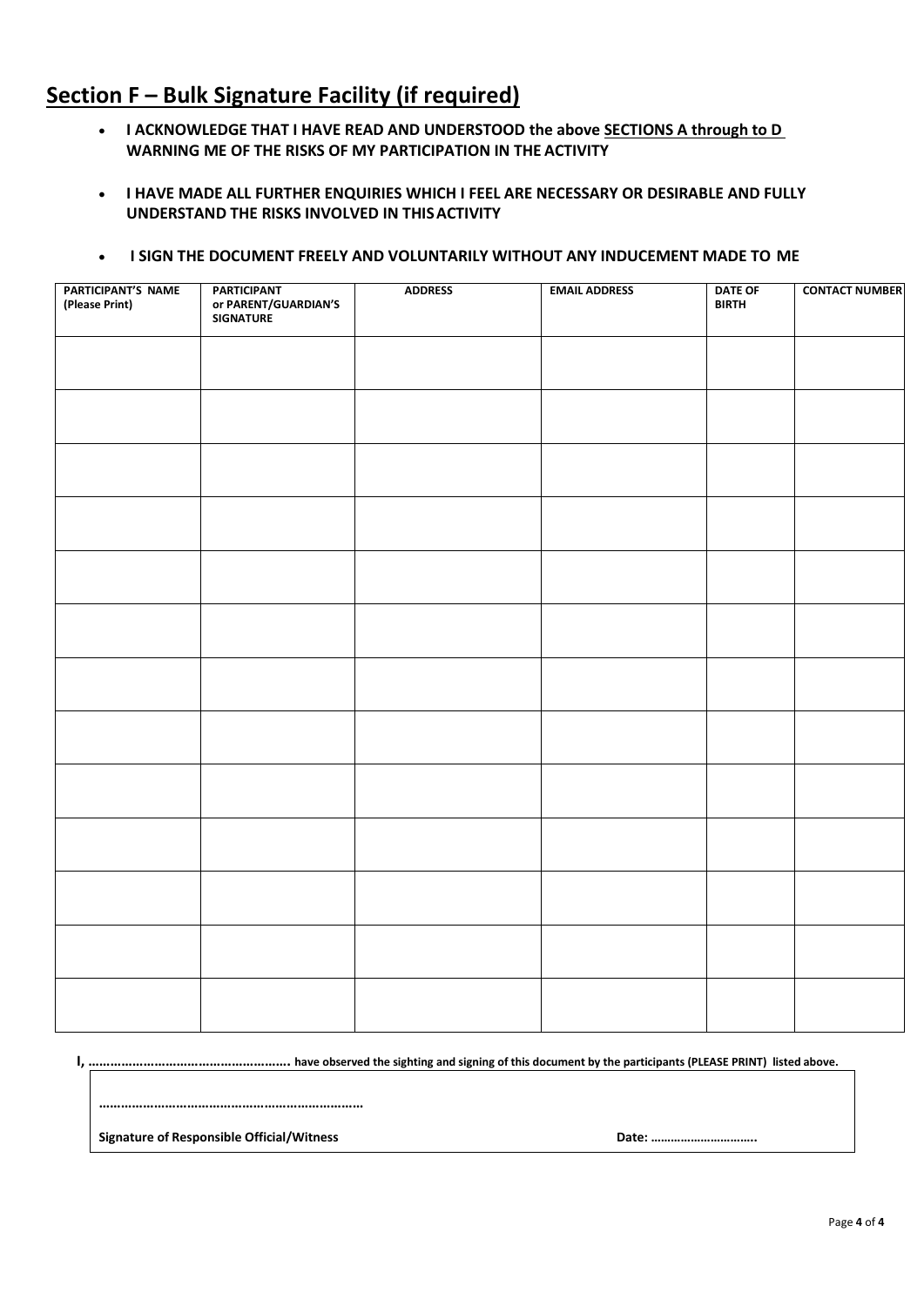## Section F – Bulk Signature Facility (if required)

- **I ACKNOWLEDGE THAT I HAVE READ AND UNDERSTOOD the above SECTIONS A through to D WARNING ME OF THE RISKS OF MY PARTICIPATION IN THE ACTIVITY**
- **I HAVE MADE ALL FURTHER ENQUIRIES WHICH I FEEL ARE NECESSARY OR DESIRABLE AND FULLY UNDERSTAND THE RISKS INVOLVED IN THIS ACTIVITY**
- **I SIGN THE DOCUMENT FREELY AND VOLUNTARILY WITHOUT ANY INDUCEMENT MADE TO ME**

| PARTICIPANT'S NAME (Please Print) | PARTICIPANT or PARENT/GUARDIAN'S SIGNATURE | ADDRESS | EMAIL ADDRESS | DATE OF BIRTH | CONTACT NUMBER |
|---|---|---|---|---|---|
| | | | | | |
| | | | | | |
| | | | | | |
| | | | | | |
| | | | | | |
| | | | | | |
| | | | | | |
| | | | | | |
| | | | | | |
| | | | | | |
| | | | | | |
| | | | | | |
| | | | | | |

**I, ……………………………………………… have observed the sighting and signing of this document by the participants (PLEASE PRINT) listed above.**

……………………………………………………………

**Signature of Responsible Official/Witness**

**Date: …………………………..**